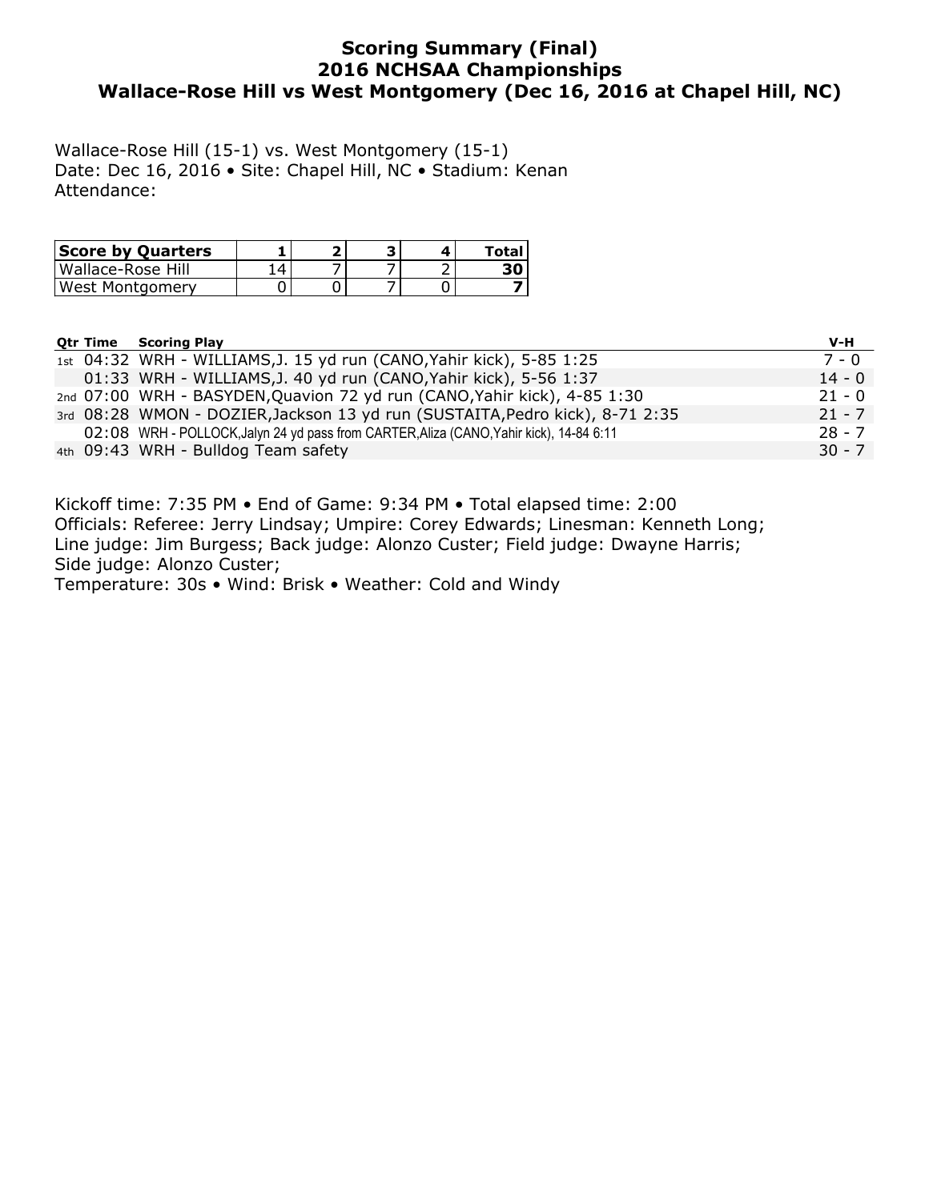# Scoring Summary (Final)
# 2016 NCHSAA Championships
# Wallace-Rose Hill vs West Montgomery (Dec 16, 2016 at Chapel Hill, NC)

Wallace-Rose Hill (15-1) vs. West Montgomery (15-1)
Date: Dec 16, 2016 • Site: Chapel Hill, NC • Stadium: Kenan
Attendance:

| Score by Quarters | 1 | 2 | 3 | 4 | Total |
|---|---|---|---|---|---|
| Wallace-Rose Hill | 14 | 7 | 7 | 2 | **30** |
| West Montgomery | 0 | 0 | 7 | 0 | **7** |

| Qtr | Time | Scoring Play | V-H |
|---|---|---|---|
| 1st | 04:32 | WRH - WILLIAMS,J. 15 yd run (CANO,Yahir kick), 5-85 1:25 | 7 - 0 |
| | 01:33 | WRH - WILLIAMS,J. 40 yd run (CANO,Yahir kick), 5-56 1:37 | 14 - 0 |
| 2nd | 07:00 | WRH - BASYDEN,Quavion 72 yd run (CANO,Yahir kick), 4-85 1:30 | 21 - 0 |
| 3rd | 08:28 | WMON - DOZIER,Jackson 13 yd run (SUSTAITA,Pedro kick), 8-71 2:35 | 21 - 7 |
| | 02:08 | WRH - POLLOCK,Jalyn 24 yd pass from CARTER,Aliza (CANO,Yahir kick), 14-84 6:11 | 28 - 7 |
| 4th | 09:43 | WRH - Bulldog Team safety | 30 - 7 |

Kickoff time: 7:35 PM • End of Game: 9:34 PM • Total elapsed time: 2:00
Officials: Referee: Jerry Lindsay; Umpire: Corey Edwards; Linesman: Kenneth Long;
Line judge: Jim Burgess; Back judge: Alonzo Custer; Field judge: Dwayne Harris;
Side judge: Alonzo Custer;
Temperature: 30s • Wind: Brisk • Weather: Cold and Windy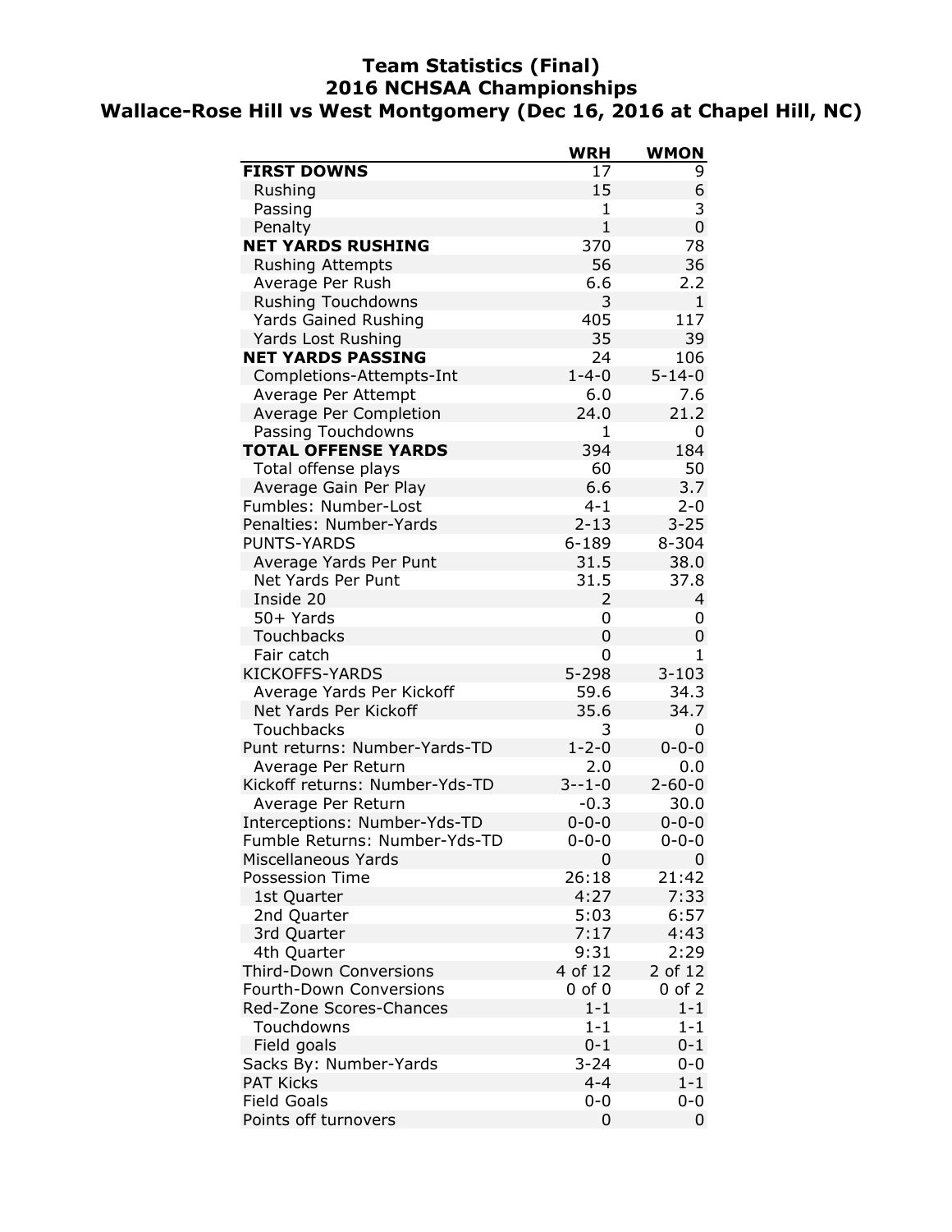# Team Statistics (Final)
## 2016 NCHSAA Championships
## Wallace-Rose Hill vs West Montgomery (Dec 16, 2016 at Chapel Hill, NC)

| | WRH | WMON |
|---|---|---|
| **FIRST DOWNS** | 17 | 9 |
| Rushing | 15 | 6 |
| Passing | 1 | 3 |
| Penalty | 1 | 0 |
| **NET YARDS RUSHING** | 370 | 78 |
| Rushing Attempts | 56 | 36 |
| Average Per Rush | 6.6 | 2.2 |
| Rushing Touchdowns | 3 | 1 |
| Yards Gained Rushing | 405 | 117 |
| Yards Lost Rushing | 35 | 39 |
| **NET YARDS PASSING** | 24 | 106 |
| Completions-Attempts-Int | 1-4-0 | 5-14-0 |
| Average Per Attempt | 6.0 | 7.6 |
| Average Per Completion | 24.0 | 21.2 |
| Passing Touchdowns | 1 | 0 |
| **TOTAL OFFENSE YARDS** | 394 | 184 |
| Total offense plays | 60 | 50 |
| Average Gain Per Play | 6.6 | 3.7 |
| Fumbles: Number-Lost | 4-1 | 2-0 |
| Penalties: Number-Yards | 2-13 | 3-25 |
| PUNTS-YARDS | 6-189 | 8-304 |
| Average Yards Per Punt | 31.5 | 38.0 |
| Net Yards Per Punt | 31.5 | 37.8 |
| Inside 20 | 2 | 4 |
| 50+ Yards | 0 | 0 |
| Touchbacks | 0 | 0 |
| Fair catch | 0 | 1 |
| KICKOFFS-YARDS | 5-298 | 3-103 |
| Average Yards Per Kickoff | 59.6 | 34.3 |
| Net Yards Per Kickoff | 35.6 | 34.7 |
| Touchbacks | 3 | 0 |
| Punt returns: Number-Yards-TD | 1-2-0 | 0-0-0 |
| Average Per Return | 2.0 | 0.0 |
| Kickoff returns: Number-Yds-TD | 3--1-0 | 2-60-0 |
| Average Per Return | -0.3 | 30.0 |
| Interceptions: Number-Yds-TD | 0-0-0 | 0-0-0 |
| Fumble Returns: Number-Yds-TD | 0-0-0 | 0-0-0 |
| Miscellaneous Yards | 0 | 0 |
| Possession Time | 26:18 | 21:42 |
| 1st Quarter | 4:27 | 7:33 |
| 2nd Quarter | 5:03 | 6:57 |
| 3rd Quarter | 7:17 | 4:43 |
| 4th Quarter | 9:31 | 2:29 |
| Third-Down Conversions | 4 of 12 | 2 of 12 |
| Fourth-Down Conversions | 0 of 0 | 0 of 2 |
| Red-Zone Scores-Chances | 1-1 | 1-1 |
| Touchdowns | 1-1 | 1-1 |
| Field goals | 0-1 | 0-1 |
| Sacks By: Number-Yards | 3-24 | 0-0 |
| PAT Kicks | 4-4 | 1-1 |
| Field Goals | 0-0 | 0-0 |
| Points off turnovers | 0 | 0 |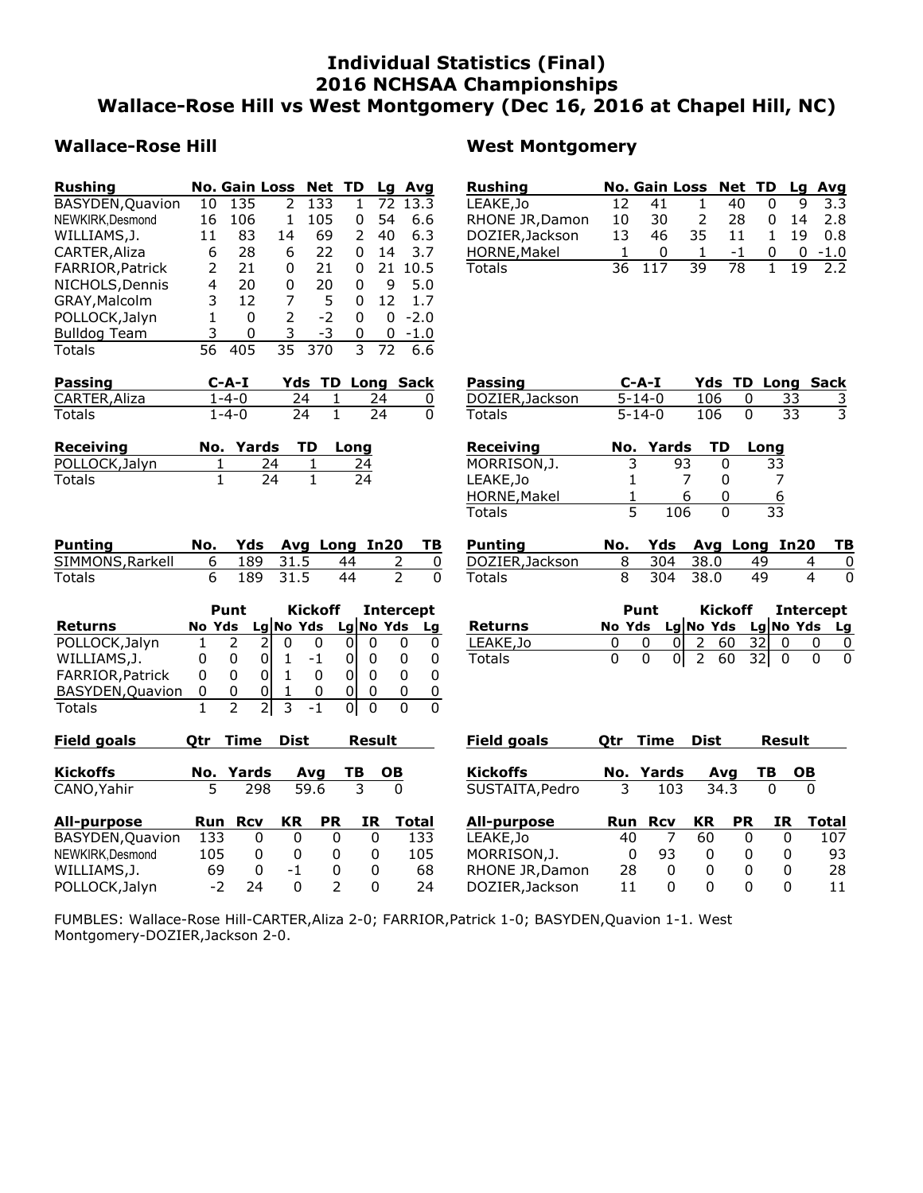# Individual Statistics (Final)
## 2016 NCHSAA Championships
## Wallace-Rose Hill vs West Montgomery (Dec 16, 2016 at Chapel Hill, NC)

## Wallace-Rose Hill

| Rushing | No. | Gain | Loss | Net | TD | Lg | Avg |
|---|---|---|---|---|---|---|---|
| BASYDEN,Quavion | 10 | 135 | 2 | 133 | 1 | 72 | 13.3 |
| NEWKIRK,Desmond | 16 | 106 | 1 | 105 | 0 | 54 | 6.6 |
| WILLIAMS,J. | 11 | 83 | 14 | 69 | 2 | 40 | 6.3 |
| CARTER,Aliza | 6 | 28 | 6 | 22 | 0 | 14 | 3.7 |
| FARRIOR,Patrick | 2 | 21 | 0 | 21 | 0 | 21 | 10.5 |
| NICHOLS,Dennis | 4 | 20 | 0 | 20 | 0 | 9 | 5.0 |
| GRAY,Malcolm | 3 | 12 | 7 | 5 | 0 | 12 | 1.7 |
| POLLOCK,Jalyn | 1 | 0 | 2 | -2 | 0 | 0 | -2.0 |
| Bulldog Team | 3 | 0 | 3 | -3 | 0 | 0 | -1.0 |
| Totals | 56 | 405 | 35 | 370 | 3 | 72 | 6.6 |

| Passing | C-A-I | Yds | TD | Long | Sack |
|---|---|---|---|---|---|
| CARTER,Aliza | 1-4-0 | 24 | 1 | 24 | 0 |
| Totals | 1-4-0 | 24 | 1 | 24 | 0 |

| Receiving | No. | Yards | TD | Long |
|---|---|---|---|---|
| POLLOCK,Jalyn | 1 | 24 | 1 | 24 |
| Totals | 1 | 24 | 1 | 24 |

| Punting | No. | Yds | Avg | Long | In20 | TB |
|---|---|---|---|---|---|---|
| SIMMONS,Rarkell | 6 | 189 | 31.5 | 44 | 2 | 0 |
| Totals | 6 | 189 | 31.5 | 44 | 2 | 0 |

| | Punt | | | Kickoff | | | Intercept | | |
|---|---|---|---|---|---|---|---|---|---|
| Returns | No | Yds | Lg | No | Yds | Lg | No | Yds | Lg |
| POLLOCK,Jalyn | 1 | 2 | 2 | 0 | 0 | 0 | 0 | 0 | 0 |
| WILLIAMS,J. | 0 | 0 | 0 | 1 | -1 | 0 | 0 | 0 | 0 |
| FARRIOR,Patrick | 0 | 0 | 0 | 1 | 0 | 0 | 0 | 0 | 0 |
| BASYDEN,Quavion | 0 | 0 | 0 | 1 | 0 | 0 | 0 | 0 | 0 |
| Totals | 1 | 2 | 2 | 3 | -1 | 0 | 0 | 0 | 0 |

| Field goals | Qtr | Time | Dist | Result |
|---|---|---|---|---|

| Kickoffs | No. | Yards | Avg | TB | OB |
|---|---|---|---|---|---|
| CANO,Yahir | 5 | 298 | 59.6 | 3 | 0 |

| All-purpose | Run | Rcv | KR | PR | IR | Total |
|---|---|---|---|---|---|---|
| BASYDEN,Quavion | 133 | 0 | 0 | 0 | 0 | 133 |
| NEWKIRK,Desmond | 105 | 0 | 0 | 0 | 0 | 105 |
| WILLIAMS,J. | 69 | 0 | -1 | 0 | 0 | 68 |
| POLLOCK,Jalyn | -2 | 24 | 0 | 2 | 0 | 24 |

## West Montgomery

| Rushing | No. | Gain | Loss | Net | TD | Lg | Avg |
|---|---|---|---|---|---|---|---|
| LEAKE,Jo | 12 | 41 | 1 | 40 | 0 | 9 | 3.3 |
| RHONE JR,Damon | 10 | 30 | 2 | 28 | 0 | 14 | 2.8 |
| DOZIER,Jackson | 13 | 46 | 35 | 11 | 1 | 19 | 0.8 |
| HORNE,Makel | 1 | 0 | 1 | -1 | 0 | 0 | -1.0 |
| Totals | 36 | 117 | 39 | 78 | 1 | 19 | 2.2 |

| Passing | C-A-I | Yds | TD | Long | Sack |
|---|---|---|---|---|---|
| DOZIER,Jackson | 5-14-0 | 106 | 0 | 33 | 3 |
| Totals | 5-14-0 | 106 | 0 | 33 | 3 |

| Receiving | No. | Yards | TD | Long |
|---|---|---|---|---|
| MORRISON,J. | 3 | 93 | 0 | 33 |
| LEAKE,Jo | 1 | 7 | 0 | 7 |
| HORNE,Makel | 1 | 6 | 0 | 6 |
| Totals | 5 | 106 | 0 | 33 |

| Punting | No. | Yds | Avg | Long | In20 | TB |
|---|---|---|---|---|---|---|
| DOZIER,Jackson | 8 | 304 | 38.0 | 49 | 4 | 0 |
| Totals | 8 | 304 | 38.0 | 49 | 4 | 0 |

| | Punt | | | Kickoff | | | Intercept | | |
|---|---|---|---|---|---|---|---|---|---|
| Returns | No | Yds | Lg | No | Yds | Lg | No | Yds | Lg |
| LEAKE,Jo | 0 | 0 | 0 | 2 | 60 | 32 | 0 | 0 | 0 |
| Totals | 0 | 0 | 0 | 2 | 60 | 32 | 0 | 0 | 0 |

| Field goals | Qtr | Time | Dist | Result |
|---|---|---|---|---|

| Kickoffs | No. | Yards | Avg | TB | OB |
|---|---|---|---|---|---|
| SUSTAITA,Pedro | 3 | 103 | 34.3 | 0 | 0 |

| All-purpose | Run | Rcv | KR | PR | IR | Total |
|---|---|---|---|---|---|---|
| LEAKE,Jo | 40 | 7 | 60 | 0 | 0 | 107 |
| MORRISON,J. | 0 | 93 | 0 | 0 | 0 | 93 |
| RHONE JR,Damon | 28 | 0 | 0 | 0 | 0 | 28 |
| DOZIER,Jackson | 11 | 0 | 0 | 0 | 0 | 11 |

FUMBLES: Wallace-Rose Hill-CARTER,Aliza 2-0; FARRIOR,Patrick 1-0; BASYDEN,Quavion 1-1. West Montgomery-DOZIER,Jackson 2-0.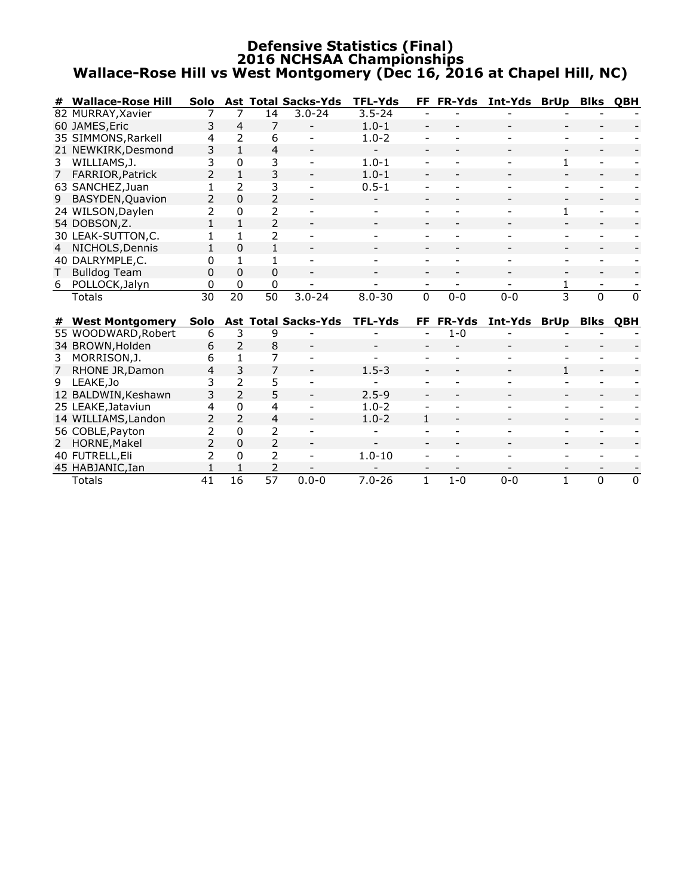# Defensive Statistics (Final)
## 2016 NCHSAA Championships
## Wallace-Rose Hill vs West Montgomery (Dec 16, 2016 at Chapel Hill, NC)

| # | Wallace-Rose Hill | Solo | Ast | Total | Sacks-Yds | TFL-Yds | FF | FR-Yds | Int-Yds | BrUp | Blks | QBH |
|---|---|---|---|---|---|---|---|---|---|---|---|---|
| 82 | MURRAY,Xavier | 7 | 7 | 14 | 3.0-24 | 3.5-24 | - | - | - | - | - | - |
| 60 | JAMES,Eric | 3 | 4 | 7 | - | 1.0-1 | - | - | - | - | - | - |
| 35 | SIMMONS,Rarkell | 4 | 2 | 6 | - | 1.0-2 | - | - | - | - | - | - |
| 21 | NEWKIRK,Desmond | 3 | 1 | 4 | - | - | - | - | - | - | - | - |
| 3 | WILLIAMS,J. | 3 | 0 | 3 | - | 1.0-1 | - | - | - | 1 | - | - |
| 7 | FARRIOR,Patrick | 2 | 1 | 3 | - | 1.0-1 | - | - | - | - | - | - |
| 63 | SANCHEZ,Juan | 1 | 2 | 3 | - | 0.5-1 | - | - | - | - | - | - |
| 9 | BASYDEN,Quavion | 2 | 0 | 2 | - | - | - | - | - | - | - | - |
| 24 | WILSON,Daylen | 2 | 0 | 2 | - | - | - | - | - | 1 | - | - |
| 54 | DOBSON,Z. | 1 | 1 | 2 | - | - | - | - | - | - | - | - |
| 30 | LEAK-SUTTON,C. | 1 | 1 | 2 | - | - | - | - | - | - | - | - |
| 4 | NICHOLS,Dennis | 1 | 0 | 1 | - | - | - | - | - | - | - | - |
| 40 | DALRYMPLE,C. | 0 | 1 | 1 | - | - | - | - | - | - | - | - |
| T | Bulldog Team | 0 | 0 | 0 | - | - | - | - | - | - | - | - |
| 6 | POLLOCK,Jalyn | 0 | 0 | 0 | - | - | - | - | - | 1 | - | - |
| | Totals | 30 | 20 | 50 | 3.0-24 | 8.0-30 | 0 | 0-0 | 0-0 | 3 | 0 | 0 |

| # | West Montgomery | Solo | Ast | Total | Sacks-Yds | TFL-Yds | FF | FR-Yds | Int-Yds | BrUp | Blks | QBH |
|---|---|---|---|---|---|---|---|---|---|---|---|---|
| 55 | WOODWARD,Robert | 6 | 3 | 9 | - | - | - | 1-0 | - | - | - | - |
| 34 | BROWN,Holden | 6 | 2 | 8 | - | - | - | - | - | - | - | - |
| 3 | MORRISON,J. | 6 | 1 | 7 | - | - | - | - | - | - | - | - |
| 7 | RHONE JR,Damon | 4 | 3 | 7 | - | 1.5-3 | - | - | - | 1 | - | - |
| 9 | LEAKE,Jo | 3 | 2 | 5 | - | - | - | - | - | - | - | - |
| 12 | BALDWIN,Keshawn | 3 | 2 | 5 | - | 2.5-9 | - | - | - | - | - | - |
| 25 | LEAKE,Jataviun | 4 | 0 | 4 | - | 1.0-2 | - | - | - | - | - | - |
| 14 | WILLIAMS,Landon | 2 | 2 | 4 | - | 1.0-2 | 1 | - | - | - | - | - |
| 56 | COBLE,Payton | 2 | 0 | 2 | - | - | - | - | - | - | - | - |
| 2 | HORNE,Makel | 2 | 0 | 2 | - | - | - | - | - | - | - | - |
| 40 | FUTRELL,Eli | 2 | 0 | 2 | - | 1.0-10 | - | - | - | - | - | - |
| 45 | HABJANIC,Ian | 1 | 1 | 2 | - | - | - | - | - | - | - | - |
| | Totals | 41 | 16 | 57 | 0.0-0 | 7.0-26 | 1 | 1-0 | 0-0 | 1 | 0 | 0 |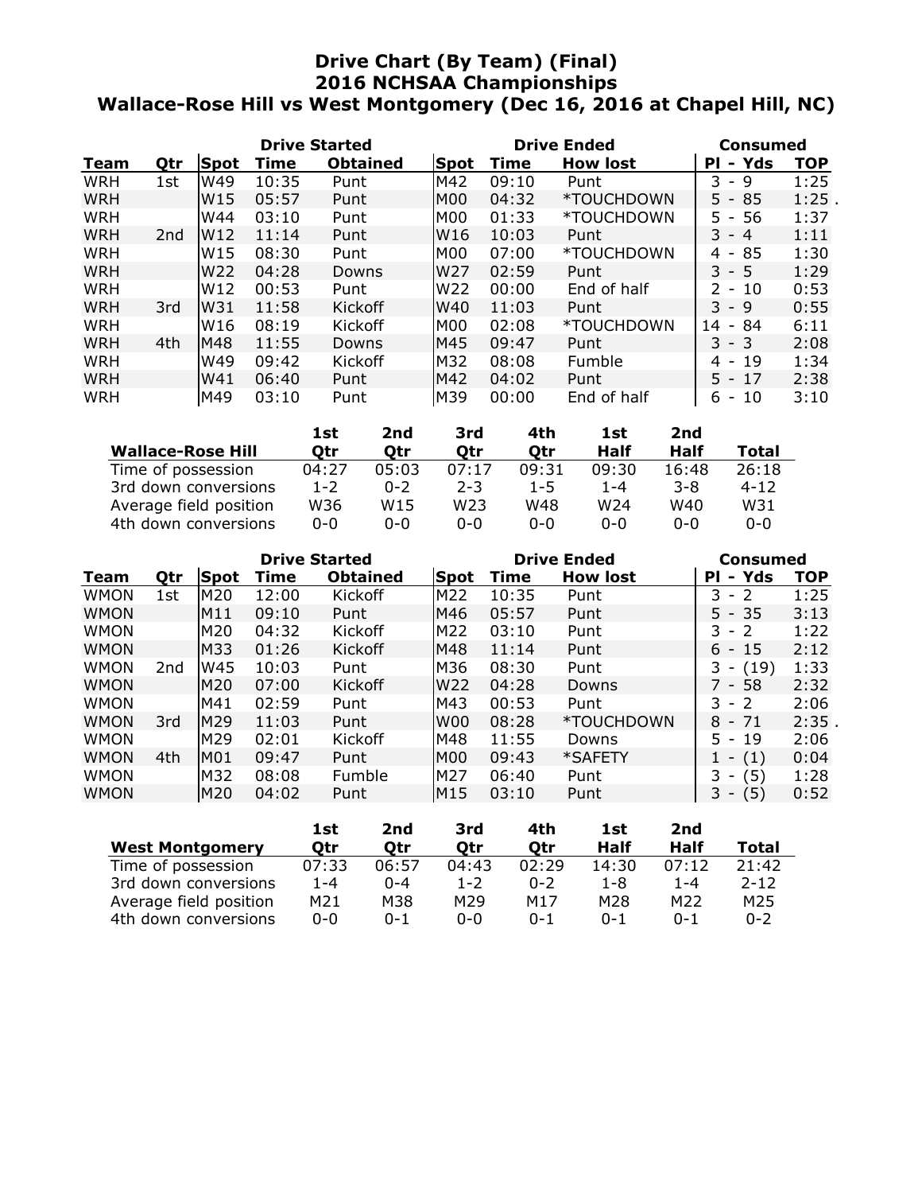# Drive Chart (By Team) (Final)
## 2016 NCHSAA Championships
## Wallace-Rose Hill vs West Montgomery (Dec 16, 2016 at Chapel Hill, NC)

| | | Drive Started | | | Drive Ended | | | Consumed | |
|---|---|---|---|---|---|---|---|---|---|
| **Team** | **Qtr** | **Spot** | **Time** | **Obtained** | **Spot** | **Time** | **How lost** | **Pl - Yds** | **TOP** |
| WRH | 1st | W49 | 10:35 | Punt | M42 | 09:10 | Punt | 3 - 9 | 1:25 |
| WRH | | W15 | 05:57 | Punt | M00 | 04:32 | *TOUCHDOWN | 5 - 85 | 1:25 . |
| WRH | | W44 | 03:10 | Punt | M00 | 01:33 | *TOUCHDOWN | 5 - 56 | 1:37 |
| WRH | 2nd | W12 | 11:14 | Punt | W16 | 10:03 | Punt | 3 - 4 | 1:11 |
| WRH | | W15 | 08:30 | Punt | M00 | 07:00 | *TOUCHDOWN | 4 - 85 | 1:30 |
| WRH | | W22 | 04:28 | Downs | W27 | 02:59 | Punt | 3 - 5 | 1:29 |
| WRH | | W12 | 00:53 | Punt | W22 | 00:00 | End of half | 2 - 10 | 0:53 |
| WRH | 3rd | W31 | 11:58 | Kickoff | W40 | 11:03 | Punt | 3 - 9 | 0:55 |
| WRH | | W16 | 08:19 | Kickoff | M00 | 02:08 | *TOUCHDOWN | 14 - 84 | 6:11 |
| WRH | 4th | M48 | 11:55 | Downs | M45 | 09:47 | Punt | 3 - 3 | 2:08 |
| WRH | | W49 | 09:42 | Kickoff | M32 | 08:08 | Fumble | 4 - 19 | 1:34 |
| WRH | | W41 | 06:40 | Punt | M42 | 04:02 | Punt | 5 - 17 | 2:38 |
| WRH | | M49 | 03:10 | Punt | M39 | 00:00 | End of half | 6 - 10 | 3:10 |

| Wallace-Rose Hill | 1st Qtr | 2nd Qtr | 3rd Qtr | 4th Qtr | 1st Half | 2nd Half | Total |
|---|---|---|---|---|---|---|---|
| Time of possession | 04:27 | 05:03 | 07:17 | 09:31 | 09:30 | 16:48 | 26:18 |
| 3rd down conversions | 1-2 | 0-2 | 2-3 | 1-5 | 1-4 | 3-8 | 4-12 |
| Average field position | W36 | W15 | W23 | W48 | W24 | W40 | W31 |
| 4th down conversions | 0-0 | 0-0 | 0-0 | 0-0 | 0-0 | 0-0 | 0-0 |

| | | Drive Started | | | Drive Ended | | | Consumed | |
|---|---|---|---|---|---|---|---|---|---|
| **Team** | **Qtr** | **Spot** | **Time** | **Obtained** | **Spot** | **Time** | **How lost** | **Pl - Yds** | **TOP** |
| WMON | 1st | M20 | 12:00 | Kickoff | M22 | 10:35 | Punt | 3 - 2 | 1:25 |
| WMON | | M11 | 09:10 | Punt | M46 | 05:57 | Punt | 5 - 35 | 3:13 |
| WMON | | M20 | 04:32 | Kickoff | M22 | 03:10 | Punt | 3 - 2 | 1:22 |
| WMON | | M33 | 01:26 | Kickoff | M48 | 11:14 | Punt | 6 - 15 | 2:12 |
| WMON | 2nd | W45 | 10:03 | Punt | M36 | 08:30 | Punt | 3 - (19) | 1:33 |
| WMON | | M20 | 07:00 | Kickoff | W22 | 04:28 | Downs | 7 - 58 | 2:32 |
| WMON | | M41 | 02:59 | Punt | M43 | 00:53 | Punt | 3 - 2 | 2:06 |
| WMON | 3rd | M29 | 11:03 | Punt | W00 | 08:28 | *TOUCHDOWN | 8 - 71 | 2:35 . |
| WMON | | M29 | 02:01 | Kickoff | M48 | 11:55 | Downs | 5 - 19 | 2:06 |
| WMON | 4th | M01 | 09:47 | Punt | M00 | 09:43 | *SAFETY | 1 - (1) | 0:04 |
| WMON | | M32 | 08:08 | Fumble | M27 | 06:40 | Punt | 3 - (5) | 1:28 |
| WMON | | M20 | 04:02 | Punt | M15 | 03:10 | Punt | 3 - (5) | 0:52 |

| West Montgomery | 1st Qtr | 2nd Qtr | 3rd Qtr | 4th Qtr | 1st Half | 2nd Half | Total |
|---|---|---|---|---|---|---|---|
| Time of possession | 07:33 | 06:57 | 04:43 | 02:29 | 14:30 | 07:12 | 21:42 |
| 3rd down conversions | 1-4 | 0-4 | 1-2 | 0-2 | 1-8 | 1-4 | 2-12 |
| Average field position | M21 | M38 | M29 | M17 | M28 | M22 | M25 |
| 4th down conversions | 0-0 | 0-1 | 0-0 | 0-1 | 0-1 | 0-1 | 0-2 |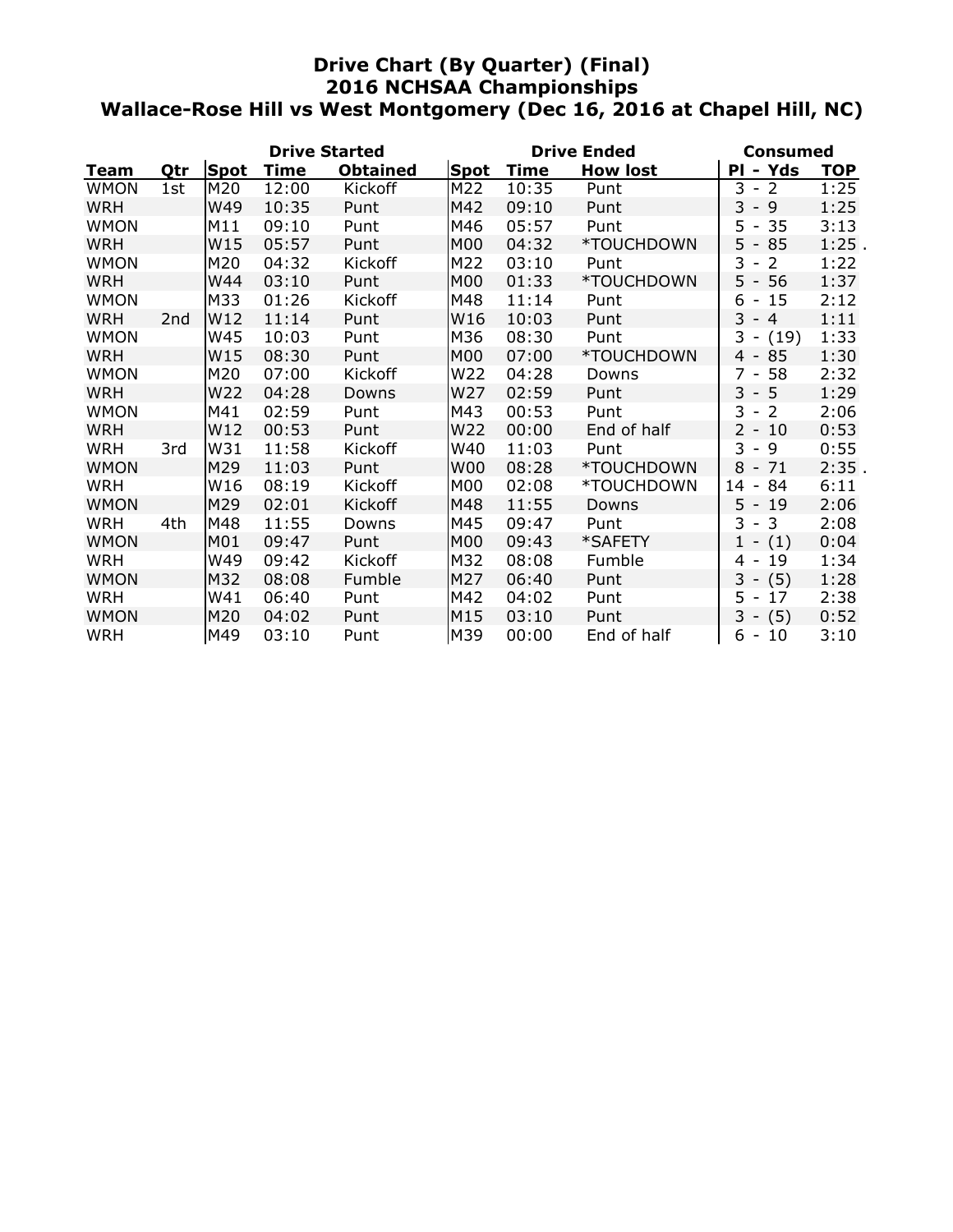# Drive Chart (By Quarter) (Final)
## 2016 NCHSAA Championships
## Wallace-Rose Hill vs West Montgomery (Dec 16, 2016 at Chapel Hill, NC)

| | | Drive Started | | | Drive Ended | | | Consumed | |
|---|---|---|---|---|---|---|---|---|---|
| **Team** | **Qtr** | **Spot** | **Time** | **Obtained** | **Spot** | **Time** | **How lost** | **Pl - Yds** | **TOP** |
| WMON | 1st | M20 | 12:00 | Kickoff | M22 | 10:35 | Punt | 3 - 2 | 1:25 |
| WRH | | W49 | 10:35 | Punt | M42 | 09:10 | Punt | 3 - 9 | 1:25 |
| WMON | | M11 | 09:10 | Punt | M46 | 05:57 | Punt | 5 - 35 | 3:13 |
| WRH | | W15 | 05:57 | Punt | M00 | 04:32 | *TOUCHDOWN | 5 - 85 | 1:25 . |
| WMON | | M20 | 04:32 | Kickoff | M22 | 03:10 | Punt | 3 - 2 | 1:22 |
| WRH | | W44 | 03:10 | Punt | M00 | 01:33 | *TOUCHDOWN | 5 - 56 | 1:37 |
| WMON | | M33 | 01:26 | Kickoff | M48 | 11:14 | Punt | 6 - 15 | 2:12 |
| WRH | 2nd | W12 | 11:14 | Punt | W16 | 10:03 | Punt | 3 - 4 | 1:11 |
| WMON | | W45 | 10:03 | Punt | M36 | 08:30 | Punt | 3 - (19) | 1:33 |
| WRH | | W15 | 08:30 | Punt | M00 | 07:00 | *TOUCHDOWN | 4 - 85 | 1:30 |
| WMON | | M20 | 07:00 | Kickoff | W22 | 04:28 | Downs | 7 - 58 | 2:32 |
| WRH | | W22 | 04:28 | Downs | W27 | 02:59 | Punt | 3 - 5 | 1:29 |
| WMON | | M41 | 02:59 | Punt | M43 | 00:53 | Punt | 3 - 2 | 2:06 |
| WRH | | W12 | 00:53 | Punt | W22 | 00:00 | End of half | 2 - 10 | 0:53 |
| WRH | 3rd | W31 | 11:58 | Kickoff | W40 | 11:03 | Punt | 3 - 9 | 0:55 |
| WMON | | M29 | 11:03 | Punt | W00 | 08:28 | *TOUCHDOWN | 8 - 71 | 2:35 . |
| WRH | | W16 | 08:19 | Kickoff | M00 | 02:08 | *TOUCHDOWN | 14 - 84 | 6:11 |
| WMON | | M29 | 02:01 | Kickoff | M48 | 11:55 | Downs | 5 - 19 | 2:06 |
| WRH | 4th | M48 | 11:55 | Downs | M45 | 09:47 | Punt | 3 - 3 | 2:08 |
| WMON | | M01 | 09:47 | Punt | M00 | 09:43 | *SAFETY | 1 - (1) | 0:04 |
| WRH | | W49 | 09:42 | Kickoff | M32 | 08:08 | Fumble | 4 - 19 | 1:34 |
| WMON | | M32 | 08:08 | Fumble | M27 | 06:40 | Punt | 3 - (5) | 1:28 |
| WRH | | W41 | 06:40 | Punt | M42 | 04:02 | Punt | 5 - 17 | 2:38 |
| WMON | | M20 | 04:02 | Punt | M15 | 03:10 | Punt | 3 - (5) | 0:52 |
| WRH | | M49 | 03:10 | Punt | M39 | 00:00 | End of half | 6 - 10 | 3:10 |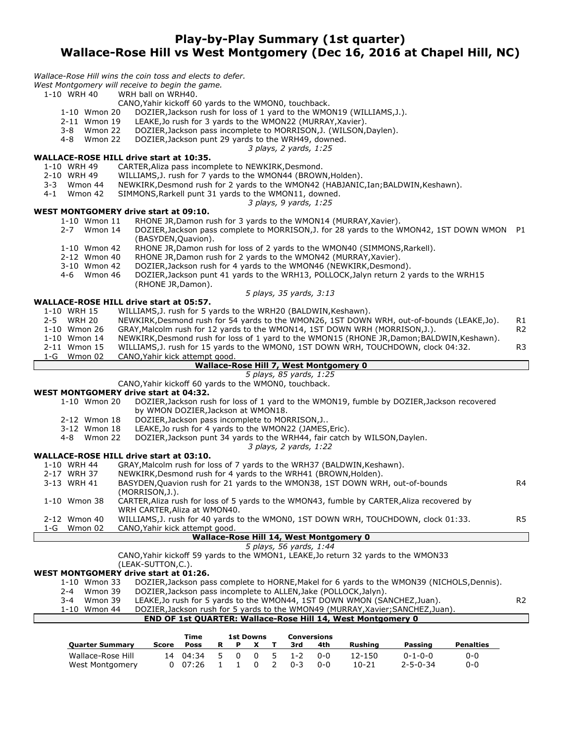# Play-by-Play Summary (1st quarter)
# Wallace-Rose Hill vs West Montgomery (Dec 16, 2016 at Chapel Hill, NC)

*Wallace-Rose Hill wins the coin toss and elects to defer.*
*West Montgomery will receive to begin the game.*

1-10 WRH 40 WRH ball on WRH40.
CANO,Yahir kickoff 60 yards to the WMON0, touchback.

| | | | |
|---|---|---|---|
| 1-10 | Wmon 20 | DOZIER,Jackson rush for loss of 1 yard to the WMON19 (WILLIAMS,J.). | |
| 2-11 | Wmon 19 | LEAKE,Jo rush for 3 yards to the WMON22 (MURRAY,Xavier). | |
| 3-8 | Wmon 22 | DOZIER,Jackson pass incomplete to MORRISON,J. (WILSON,Daylen). | |
| 4-8 | Wmon 22 | DOZIER,Jackson punt 29 yards to the WRH49, downed. | |

*3 plays, 2 yards, 1:25*

**WALLACE-ROSE HILL drive start at 10:35.**

| | | | |
|---|---|---|---|
| 1-10 | WRH 49 | CARTER,Aliza pass incomplete to NEWKIRK,Desmond. | |
| 2-10 | WRH 49 | WILLIAMS,J. rush for 7 yards to the WMON44 (BROWN,Holden). | |
| 3-3 | Wmon 44 | NEWKIRK,Desmond rush for 2 yards to the WMON42 (HABJANIC,Ian;BALDWIN,Keshawn). | |
| 4-1 | Wmon 42 | SIMMONS,Rarkell punt 31 yards to the WMON11, downed. | |

*3 plays, 9 yards, 1:25*

**WEST MONTGOMERY drive start at 09:10.**

| | | | |
|---|---|---|---|
| 1-10 | Wmon 11 | RHONE JR,Damon rush for 3 yards to the WMON14 (MURRAY,Xavier). | |
| 2-7 | Wmon 14 | DOZIER,Jackson pass complete to MORRISON,J. for 28 yards to the WMON42, 1ST DOWN WMON (BASYDEN,Quavion). | P1 |
| 1-10 | Wmon 42 | RHONE JR,Damon rush for loss of 2 yards to the WMON40 (SIMMONS,Rarkell). | |
| 2-12 | Wmon 40 | RHONE JR,Damon rush for 2 yards to the WMON42 (MURRAY,Xavier). | |
| 3-10 | Wmon 42 | DOZIER,Jackson rush for 4 yards to the WMON46 (NEWKIRK,Desmond). | |
| 4-6 | Wmon 46 | DOZIER,Jackson punt 41 yards to the WRH13, POLLOCK,Jalyn return 2 yards to the WRH15 (RHONE JR,Damon). | |

*5 plays, 35 yards, 3:13*

**WALLACE-ROSE HILL drive start at 05:57.**

| | | | |
|---|---|---|---|
| 1-10 | WRH 15 | WILLIAMS,J. rush for 5 yards to the WRH20 (BALDWIN,Keshawn). | |
| 2-5 | WRH 20 | NEWKIRK,Desmond rush for 54 yards to the WMON26, 1ST DOWN WRH, out-of-bounds (LEAKE,Jo). | R1 |
| 1-10 | Wmon 26 | GRAY,Malcolm rush for 12 yards to the WMON14, 1ST DOWN WRH (MORRISON,J.). | R2 |
| 1-10 | Wmon 14 | NEWKIRK,Desmond rush for loss of 1 yard to the WMON15 (RHONE JR,Damon;BALDWIN,Keshawn). | |
| 2-11 | Wmon 15 | WILLIAMS,J. rush for 15 yards to the WMON0, 1ST DOWN WRH, TOUCHDOWN, clock 04:32. | R3 |
| 1-G | Wmon 02 | CANO,Yahir kick attempt good. | |

**Wallace-Rose Hill 7, West Montgomery 0**

*5 plays, 85 yards, 1:25*

CANO,Yahir kickoff 60 yards to the WMON0, touchback.

**WEST MONTGOMERY drive start at 04:32.**

| | | | |
|---|---|---|---|
| 1-10 | Wmon 20 | DOZIER,Jackson rush for loss of 1 yard to the WMON19, fumble by DOZIER,Jackson recovered by WMON DOZIER,Jackson at WMON18. | |
| 2-12 | Wmon 18 | DOZIER,Jackson pass incomplete to MORRISON,J.. | |
| 3-12 | Wmon 18 | LEAKE,Jo rush for 4 yards to the WMON22 (JAMES,Eric). | |
| 4-8 | Wmon 22 | DOZIER,Jackson punt 34 yards to the WRH44, fair catch by WILSON,Daylen. | |

*3 plays, 2 yards, 1:22*

**WALLACE-ROSE HILL drive start at 03:10.**

| | | | |
|---|---|---|---|
| 1-10 | WRH 44 | GRAY,Malcolm rush for loss of 7 yards to the WRH37 (BALDWIN,Keshawn). | |
| 2-17 | WRH 37 | NEWKIRK,Desmond rush for 4 yards to the WRH41 (BROWN,Holden). | |
| 3-13 | WRH 41 | BASYDEN,Quavion rush for 21 yards to the WMON38, 1ST DOWN WRH, out-of-bounds (MORRISON,J.). | R4 |
| 1-10 | Wmon 38 | CARTER,Aliza rush for loss of 5 yards to the WMON43, fumble by CARTER,Aliza recovered by WRH CARTER,Aliza at WMON40. | |
| 2-12 | Wmon 40 | WILLIAMS,J. rush for 40 yards to the WMON0, 1ST DOWN WRH, TOUCHDOWN, clock 01:33. | R5 |
| 1-G | Wmon 02 | CANO,Yahir kick attempt good. | |

**Wallace-Rose Hill 14, West Montgomery 0**

*5 plays, 56 yards, 1:44*

CANO,Yahir kickoff 59 yards to the WMON1, LEAKE,Jo return 32 yards to the WMON33 (LEAK-SUTTON,C.).

**WEST MONTGOMERY drive start at 01:26.**

| | | | |
|---|---|---|---|
| 1-10 | Wmon 33 | DOZIER,Jackson pass complete to HORNE,Makel for 6 yards to the WMON39 (NICHOLS,Dennis). | |
| 2-4 | Wmon 39 | DOZIER,Jackson pass incomplete to ALLEN,Jake (POLLOCK,Jalyn). | |
| 3-4 | Wmon 39 | LEAKE,Jo rush for 5 yards to the WMON44, 1ST DOWN WMON (SANCHEZ,Juan). | R2 |
| 1-10 | Wmon 44 | DOZIER,Jackson rush for 5 yards to the WMON49 (MURRAY,Xavier;SANCHEZ,Juan). | |

**END OF 1st QUARTER: Wallace-Rose Hill 14, West Montgomery 0**

| Quarter Summary | Score | Time Poss | 1st Downs R | P | X | T | Conversions 3rd | 4th | Rushing | Passing | Penalties |
|---|---|---|---|---|---|---|---|---|---|---|---|
| Wallace-Rose Hill | 14 | 04:34 | 5 | 0 | 0 | 5 | 1-2 | 0-0 | 12-150 | 0-1-0-0 | 0-0 |
| West Montgomery | 0 | 07:26 | 1 | 1 | 0 | 2 | 0-3 | 0-0 | 10-21 | 2-5-0-34 | 0-0 |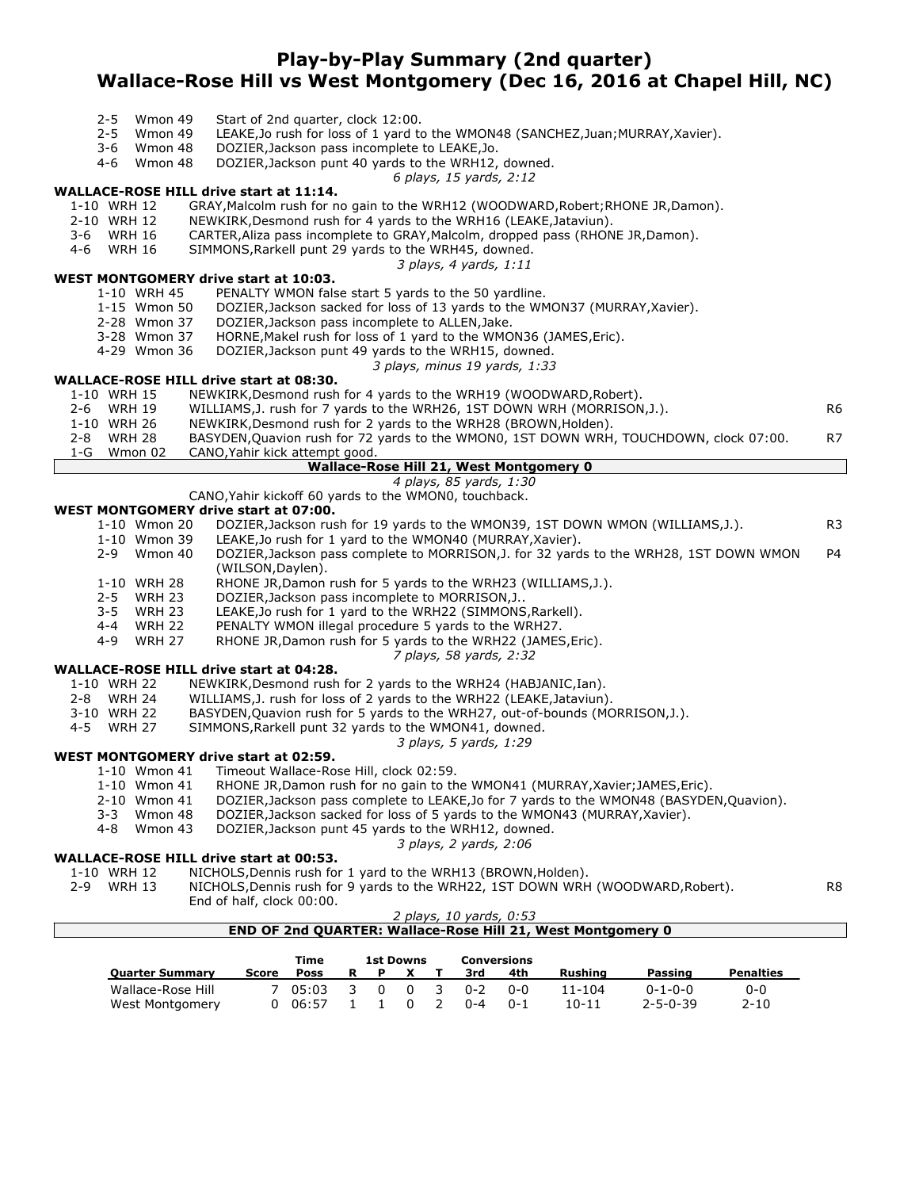# Play-by-Play Summary (2nd quarter)
## Wallace-Rose Hill vs West Montgomery (Dec 16, 2016 at Chapel Hill, NC)

2-5 Wmon 49 Start of 2nd quarter, clock 12:00.
2-5 Wmon 49 LEAKE,Jo rush for loss of 1 yard to the WMON48 (SANCHEZ,Juan;MURRAY,Xavier).
3-6 Wmon 48 DOZIER,Jackson pass incomplete to LEAKE,Jo.
4-6 Wmon 48 DOZIER,Jackson punt 40 yards to the WRH12, downed.

*6 plays, 15 yards, 2:12*

**WALLACE-ROSE HILL drive start at 11:14.**

1-10 WRH 12 GRAY,Malcolm rush for no gain to the WRH12 (WOODWARD,Robert;RHONE JR,Damon).
2-10 WRH 12 NEWKIRK,Desmond rush for 4 yards to the WRH16 (LEAKE,Jataviun).
3-6 WRH 16 CARTER,Aliza pass incomplete to GRAY,Malcolm, dropped pass (RHONE JR,Damon).
4-6 WRH 16 SIMMONS,Rarkell punt 29 yards to the WRH45, downed.

*3 plays, 4 yards, 1:11*

**WEST MONTGOMERY drive start at 10:03.**

1-10 WRH 45 PENALTY WMON false start 5 yards to the 50 yardline.
1-15 Wmon 50 DOZIER,Jackson sacked for loss of 13 yards to the WMON37 (MURRAY,Xavier).
2-28 Wmon 37 DOZIER,Jackson pass incomplete to ALLEN,Jake.
3-28 Wmon 37 HORNE,Makel rush for loss of 1 yard to the WMON36 (JAMES,Eric).
4-29 Wmon 36 DOZIER,Jackson punt 49 yards to the WRH15, downed.

*3 plays, minus 19 yards, 1:33*

**WALLACE-ROSE HILL drive start at 08:30.**

1-10 WRH 15 NEWKIRK,Desmond rush for 4 yards to the WRH19 (WOODWARD,Robert).
2-6 WRH 19 WILLIAMS,J. rush for 7 yards to the WRH26, 1ST DOWN WRH (MORRISON,J.). R6
1-10 WRH 26 NEWKIRK,Desmond rush for 2 yards to the WRH28 (BROWN,Holden).
2-8 WRH 28 BASYDEN,Quavion rush for 72 yards to the WMON0, 1ST DOWN WRH, TOUCHDOWN, clock 07:00. R7
1-G Wmon 02 CANO,Yahir kick attempt good.

**Wallace-Rose Hill 21, West Montgomery 0**

*4 plays, 85 yards, 1:30*

CANO,Yahir kickoff 60 yards to the WMON0, touchback.

**WEST MONTGOMERY drive start at 07:00.**

1-10 Wmon 20 DOZIER,Jackson rush for 19 yards to the WMON39, 1ST DOWN WMON (WILLIAMS,J.). R3
1-10 Wmon 39 LEAKE,Jo rush for 1 yard to the WMON40 (MURRAY,Xavier).
2-9 Wmon 40 DOZIER,Jackson pass complete to MORRISON,J. for 32 yards to the WRH28, 1ST DOWN WMON (WILSON,Daylen). P4
1-10 WRH 28 RHONE JR,Damon rush for 5 yards to the WRH23 (WILLIAMS,J.).
2-5 WRH 23 DOZIER,Jackson pass incomplete to MORRISON,J..
3-5 WRH 23 LEAKE,Jo rush for 1 yard to the WRH22 (SIMMONS,Rarkell).
4-4 WRH 22 PENALTY WMON illegal procedure 5 yards to the WRH27.
4-9 WRH 27 RHONE JR,Damon rush for 5 yards to the WRH22 (JAMES,Eric).

*7 plays, 58 yards, 2:32*

**WALLACE-ROSE HILL drive start at 04:28.**

1-10 WRH 22 NEWKIRK,Desmond rush for 2 yards to the WRH24 (HABJANIC,Ian).
2-8 WRH 24 WILLIAMS,J. rush for loss of 2 yards to the WRH22 (LEAKE,Jataviun).
3-10 WRH 22 BASYDEN,Quavion rush for 5 yards to the WRH27, out-of-bounds (MORRISON,J.).
4-5 WRH 27 SIMMONS,Rarkell punt 32 yards to the WMON41, downed.

*3 plays, 5 yards, 1:29*

**WEST MONTGOMERY drive start at 02:59.**

1-10 Wmon 41 Timeout Wallace-Rose Hill, clock 02:59.
1-10 Wmon 41 RHONE JR,Damon rush for no gain to the WMON41 (MURRAY,Xavier;JAMES,Eric).
2-10 Wmon 41 DOZIER,Jackson pass complete to LEAKE,Jo for 7 yards to the WMON48 (BASYDEN,Quavion).
3-3 Wmon 48 DOZIER,Jackson sacked for loss of 5 yards to the WMON43 (MURRAY,Xavier).
4-8 Wmon 43 DOZIER,Jackson punt 45 yards to the WRH12, downed.

*3 plays, 2 yards, 2:06*

**WALLACE-ROSE HILL drive start at 00:53.**

1-10 WRH 12 NICHOLS,Dennis rush for 1 yard to the WRH13 (BROWN,Holden).
2-9 WRH 13 NICHOLS,Dennis rush for 9 yards to the WRH22, 1ST DOWN WRH (WOODWARD,Robert). R8
End of half, clock 00:00.

*2 plays, 10 yards, 0:53*

**END OF 2nd QUARTER: Wallace-Rose Hill 21, West Montgomery 0**

| Quarter Summary | Score | Time Poss | 1st Downs R | P | X | T | Conversions 3rd | 4th | Rushing | Passing | Penalties |
|---|---|---|---|---|---|---|---|---|---|---|---|
| Wallace-Rose Hill | 7 | 05:03 | 3 | 0 | 0 | 3 | 0-2 | 0-0 | 11-104 | 0-1-0-0 | 0-0 |
| West Montgomery | 0 | 06:57 | 1 | 1 | 0 | 2 | 0-4 | 0-1 | 10-11 | 2-5-0-39 | 2-10 |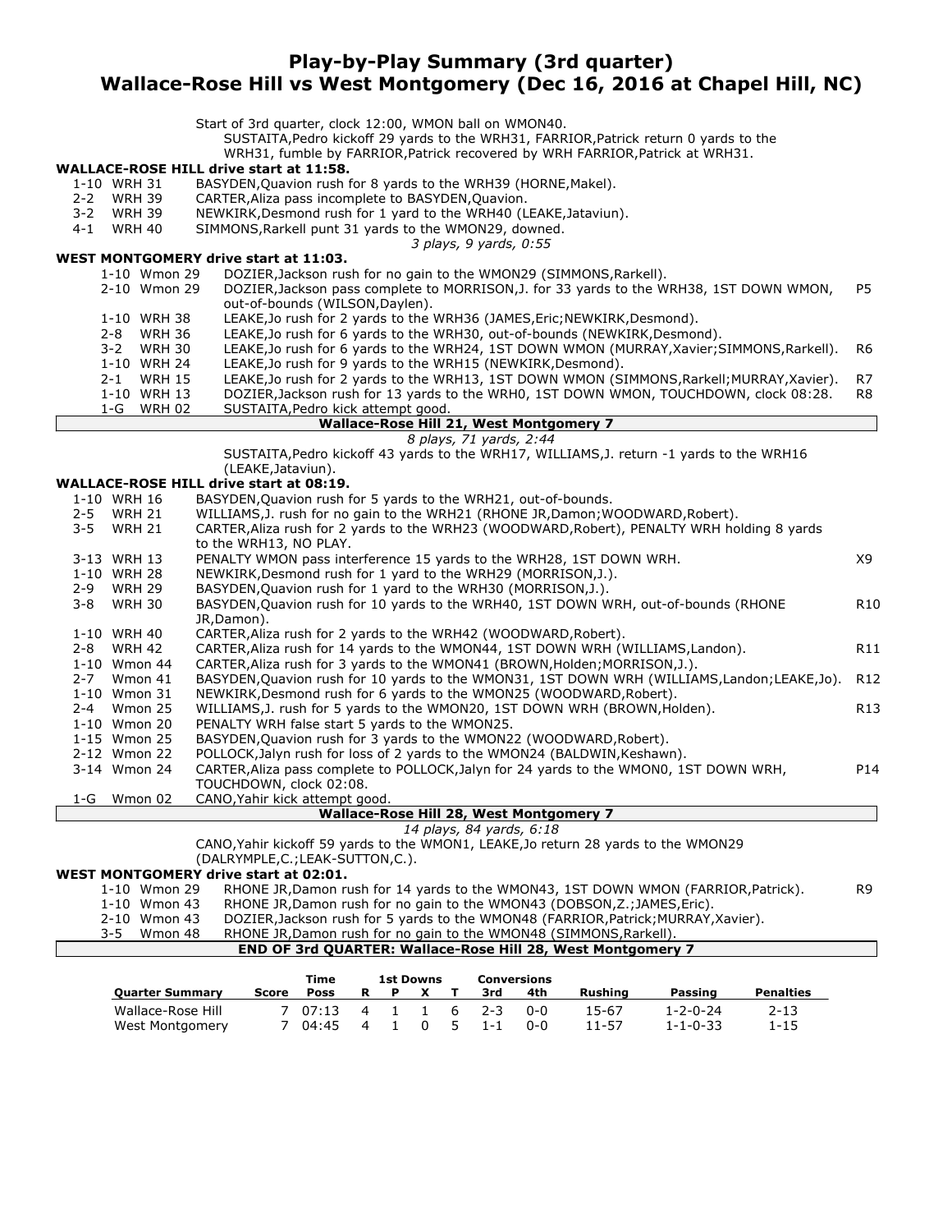# Play-by-Play Summary (3rd quarter)
## Wallace-Rose Hill vs West Montgomery (Dec 16, 2016 at Chapel Hill, NC)

Start of 3rd quarter, clock 12:00, WMON ball on WMON40.
SUSTAITA,Pedro kickoff 29 yards to the WRH31, FARRIOR,Patrick return 0 yards to the WRH31, fumble by FARRIOR,Patrick recovered by WRH FARRIOR,Patrick at WRH31.

**WALLACE-ROSE HILL drive start at 11:58.**

| Down | Spot | Play | |
|---|---|---|---|
| 1-10 | WRH 31 | BASYDEN,Quavion rush for 8 yards to the WRH39 (HORNE,Makel). | |
| 2-2 | WRH 39 | CARTER,Aliza pass incomplete to BASYDEN,Quavion. | |
| 3-2 | WRH 39 | NEWKIRK,Desmond rush for 1 yard to the WRH40 (LEAKE,Jataviun). | |
| 4-1 | WRH 40 | SIMMONS,Rarkell punt 31 yards to the WMON29, downed. | |

*3 plays, 9 yards, 0:55*

**WEST MONTGOMERY drive start at 11:03.**

| Down | Spot | Play | |
|---|---|---|---|
| 1-10 | Wmon 29 | DOZIER,Jackson rush for no gain to the WMON29 (SIMMONS,Rarkell). | |
| 2-10 | Wmon 29 | DOZIER,Jackson pass complete to MORRISON,J. for 33 yards to the WRH38, 1ST DOWN WMON, out-of-bounds (WILSON,Daylen). | P5 |
| 1-10 | WRH 38 | LEAKE,Jo rush for 2 yards to the WRH36 (JAMES,Eric;NEWKIRK,Desmond). | |
| 2-8 | WRH 36 | LEAKE,Jo rush for 6 yards to the WRH30, out-of-bounds (NEWKIRK,Desmond). | |
| 3-2 | WRH 30 | LEAKE,Jo rush for 6 yards to the WRH24, 1ST DOWN WMON (MURRAY,Xavier;SIMMONS,Rarkell). | R6 |
| 1-10 | WRH 24 | LEAKE,Jo rush for 9 yards to the WRH15 (NEWKIRK,Desmond). | |
| 2-1 | WRH 15 | LEAKE,Jo rush for 2 yards to the WRH13, 1ST DOWN WMON (SIMMONS,Rarkell;MURRAY,Xavier). | R7 |
| 1-10 | WRH 13 | DOZIER,Jackson rush for 13 yards to the WRH0, 1ST DOWN WMON, TOUCHDOWN, clock 08:28. | R8 |
| 1-G | WRH 02 | SUSTAITA,Pedro kick attempt good. | |

**Wallace-Rose Hill 21, West Montgomery 7**

*8 plays, 71 yards, 2:44*

SUSTAITA,Pedro kickoff 43 yards to the WRH17, WILLIAMS,J. return -1 yards to the WRH16 (LEAKE,Jataviun).

**WALLACE-ROSE HILL drive start at 08:19.**

| Down | Spot | Play | |
|---|---|---|---|
| 1-10 | WRH 16 | BASYDEN,Quavion rush for 5 yards to the WRH21, out-of-bounds. | |
| 2-5 | WRH 21 | WILLIAMS,J. rush for no gain to the WRH21 (RHONE JR,Damon;WOODWARD,Robert). | |
| 3-5 | WRH 21 | CARTER,Aliza rush for 2 yards to the WRH23 (WOODWARD,Robert), PENALTY WRH holding 8 yards to the WRH13, NO PLAY. | |
| 3-13 | WRH 13 | PENALTY WMON pass interference 15 yards to the WRH28, 1ST DOWN WRH. | X9 |
| 1-10 | WRH 28 | NEWKIRK,Desmond rush for 1 yard to the WRH29 (MORRISON,J.). | |
| 2-9 | WRH 29 | BASYDEN,Quavion rush for 1 yard to the WRH30 (MORRISON,J.). | |
| 3-8 | WRH 30 | BASYDEN,Quavion rush for 10 yards to the WRH40, 1ST DOWN WRH, out-of-bounds (RHONE JR,Damon). | R10 |
| 1-10 | WRH 40 | CARTER,Aliza rush for 2 yards to the WRH42 (WOODWARD,Robert). | |
| 2-8 | WRH 42 | CARTER,Aliza rush for 14 yards to the WMON44, 1ST DOWN WRH (WILLIAMS,Landon). | R11 |
| 1-10 | Wmon 44 | CARTER,Aliza rush for 3 yards to the WMON41 (BROWN,Holden;MORRISON,J.). | |
| 2-7 | Wmon 41 | BASYDEN,Quavion rush for 10 yards to the WMON31, 1ST DOWN WRH (WILLIAMS,Landon;LEAKE,Jo). | R12 |
| 1-10 | Wmon 31 | NEWKIRK,Desmond rush for 6 yards to the WMON25 (WOODWARD,Robert). | |
| 2-4 | Wmon 25 | WILLIAMS,J. rush for 5 yards to the WMON20, 1ST DOWN WRH (BROWN,Holden). | R13 |
| 1-10 | Wmon 20 | PENALTY WRH false start 5 yards to the WMON25. | |
| 1-15 | Wmon 25 | BASYDEN,Quavion rush for 3 yards to the WMON22 (WOODWARD,Robert). | |
| 2-12 | Wmon 22 | POLLOCK,Jalyn rush for loss of 2 yards to the WMON24 (BALDWIN,Keshawn). | |
| 3-14 | Wmon 24 | CARTER,Aliza pass complete to POLLOCK,Jalyn for 24 yards to the WMON0, 1ST DOWN WRH, TOUCHDOWN, clock 02:08. | P14 |
| 1-G | Wmon 02 | CANO,Yahir kick attempt good. | |

**Wallace-Rose Hill 28, West Montgomery 7**

*14 plays, 84 yards, 6:18*

CANO,Yahir kickoff 59 yards to the WMON1, LEAKE,Jo return 28 yards to the WMON29 (DALRYMPLE,C.;LEAK-SUTTON,C.).

**WEST MONTGOMERY drive start at 02:01.**

| Down | Spot | Play | |
|---|---|---|---|
| 1-10 | Wmon 29 | RHONE JR,Damon rush for 14 yards to the WMON43, 1ST DOWN WMON (FARRIOR,Patrick). | R9 |
| 1-10 | Wmon 43 | RHONE JR,Damon rush for no gain to the WMON43 (DOBSON,Z.;JAMES,Eric). | |
| 2-10 | Wmon 43 | DOZIER,Jackson rush for 5 yards to the WMON48 (FARRIOR,Patrick;MURRAY,Xavier). | |
| 3-5 | Wmon 48 | RHONE JR,Damon rush for no gain to the WMON48 (SIMMONS,Rarkell). | |

**END OF 3rd QUARTER: Wallace-Rose Hill 28, West Montgomery 7**

| Quarter Summary | Score | Time Poss | 1st Downs R | P | X | T | Conversions 3rd | 4th | Rushing | Passing | Penalties |
|---|---|---|---|---|---|---|---|---|---|---|---|
| Wallace-Rose Hill | 7 | 07:13 | 4 | 1 | 1 | 6 | 2-3 | 0-0 | 15-67 | 1-2-0-24 | 2-13 |
| West Montgomery | 7 | 04:45 | 4 | 1 | 0 | 5 | 1-1 | 0-0 | 11-57 | 1-1-0-33 | 1-15 |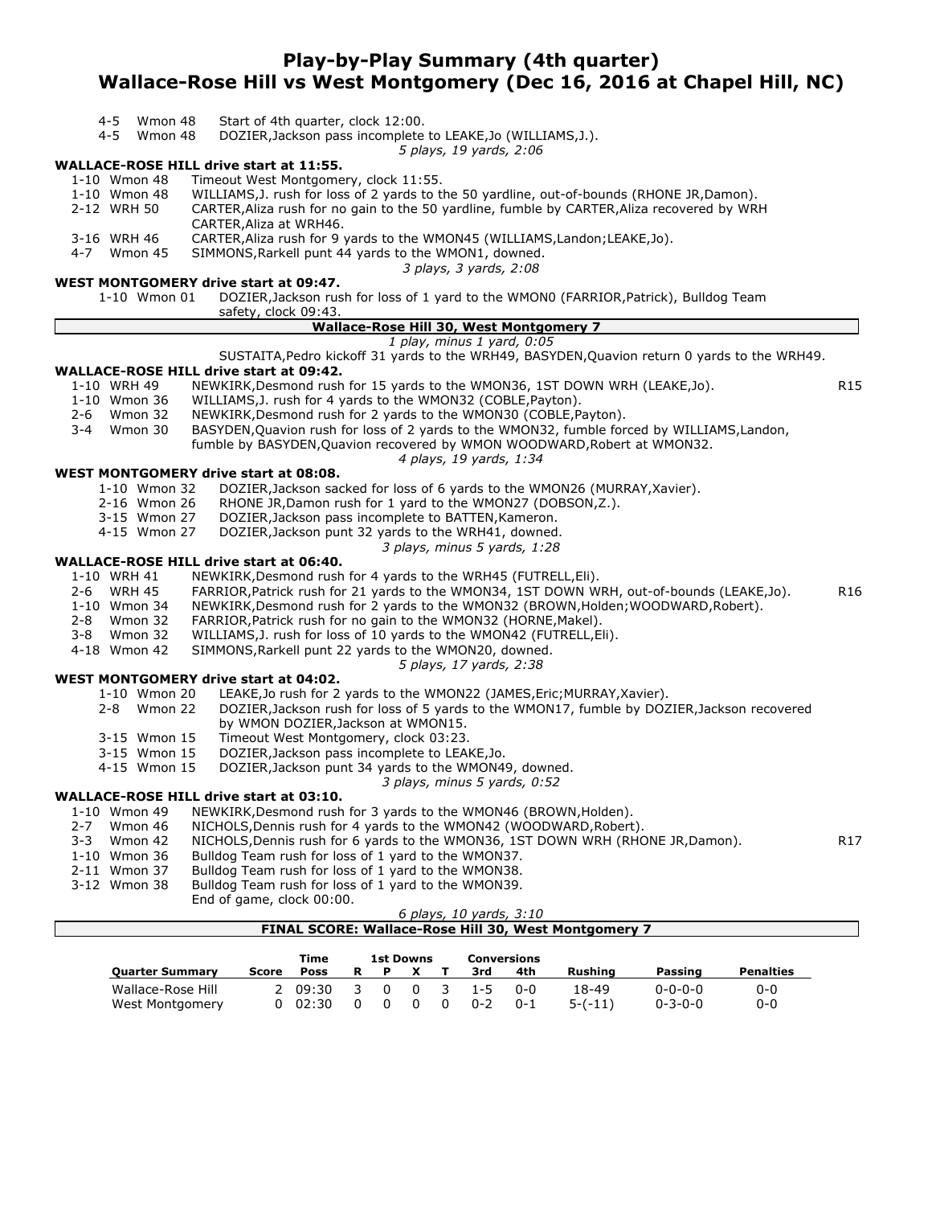# Play-by-Play Summary (4th quarter)
## Wallace-Rose Hill vs West Montgomery (Dec 16, 2016 at Chapel Hill, NC)

4-5 Wmon 48 Start of 4th quarter, clock 12:00.
4-5 Wmon 48 DOZIER,Jackson pass incomplete to LEAKE,Jo (WILLIAMS,J.).

*5 plays, 19 yards, 2:06*

**WALLACE-ROSE HILL drive start at 11:55.**

1-10 Wmon 48 Timeout West Montgomery, clock 11:55.
1-10 Wmon 48 WILLIAMS,J. rush for loss of 2 yards to the 50 yardline, out-of-bounds (RHONE JR,Damon).
2-12 WRH 50 CARTER,Aliza rush for no gain to the 50 yardline, fumble by CARTER,Aliza recovered by WRH CARTER,Aliza at WRH46.
3-16 WRH 46 CARTER,Aliza rush for 9 yards to the WMON45 (WILLIAMS,Landon;LEAKE,Jo).
4-7 Wmon 45 SIMMONS,Rarkell punt 44 yards to the WMON1, downed.

*3 plays, 3 yards, 2:08*

**WEST MONTGOMERY drive start at 09:47.**

1-10 Wmon 01 DOZIER,Jackson rush for loss of 1 yard to the WMON0 (FARRIOR,Patrick), Bulldog Team safety, clock 09:43.

**Wallace-Rose Hill 30, West Montgomery 7**

*1 play, minus 1 yard, 0:05*

SUSTAITA,Pedro kickoff 31 yards to the WRH49, BASYDEN,Quavion return 0 yards to the WRH49.

**WALLACE-ROSE HILL drive start at 09:42.**

1-10 WRH 49 NEWKIRK,Desmond rush for 15 yards to the WMON36, 1ST DOWN WRH (LEAKE,Jo). R15
1-10 Wmon 36 WILLIAMS,J. rush for 4 yards to the WMON32 (COBLE,Payton).
2-6 Wmon 32 NEWKIRK,Desmond rush for 2 yards to the WMON30 (COBLE,Payton).
3-4 Wmon 30 BASYDEN,Quavion rush for loss of 2 yards to the WMON32, fumble forced by WILLIAMS,Landon, fumble by BASYDEN,Quavion recovered by WMON WOODWARD,Robert at WMON32.

*4 plays, 19 yards, 1:34*

**WEST MONTGOMERY drive start at 08:08.**

1-10 Wmon 32 DOZIER,Jackson sacked for loss of 6 yards to the WMON26 (MURRAY,Xavier).
2-16 Wmon 26 RHONE JR,Damon rush for 1 yard to the WMON27 (DOBSON,Z.).
3-15 Wmon 27 DOZIER,Jackson pass incomplete to BATTEN,Kameron.
4-15 Wmon 27 DOZIER,Jackson punt 32 yards to the WRH41, downed.

*3 plays, minus 5 yards, 1:28*

**WALLACE-ROSE HILL drive start at 06:40.**

1-10 WRH 41 NEWKIRK,Desmond rush for 4 yards to the WRH45 (FUTRELL,Eli).
2-6 WRH 45 FARRIOR,Patrick rush for 21 yards to the WMON34, 1ST DOWN WRH, out-of-bounds (LEAKE,Jo). R16
1-10 Wmon 34 NEWKIRK,Desmond rush for 2 yards to the WMON32 (BROWN,Holden;WOODWARD,Robert).
2-8 Wmon 32 FARRIOR,Patrick rush for no gain to the WMON32 (HORNE,Makel).
3-8 Wmon 32 WILLIAMS,J. rush for loss of 10 yards to the WMON42 (FUTRELL,Eli).
4-18 Wmon 42 SIMMONS,Rarkell punt 22 yards to the WMON20, downed.

*5 plays, 17 yards, 2:38*

**WEST MONTGOMERY drive start at 04:02.**

1-10 Wmon 20 LEAKE,Jo rush for 2 yards to the WMON22 (JAMES,Eric;MURRAY,Xavier).
2-8 Wmon 22 DOZIER,Jackson rush for loss of 5 yards to the WMON17, fumble by DOZIER,Jackson recovered by WMON DOZIER,Jackson at WMON15.
3-15 Wmon 15 Timeout West Montgomery, clock 03:23.
3-15 Wmon 15 DOZIER,Jackson pass incomplete to LEAKE,Jo.
4-15 Wmon 15 DOZIER,Jackson punt 34 yards to the WMON49, downed.

*3 plays, minus 5 yards, 0:52*

**WALLACE-ROSE HILL drive start at 03:10.**

1-10 Wmon 49 NEWKIRK,Desmond rush for 3 yards to the WMON46 (BROWN,Holden).
2-7 Wmon 46 NICHOLS,Dennis rush for 4 yards to the WMON42 (WOODWARD,Robert).
3-3 Wmon 42 NICHOLS,Dennis rush for 6 yards to the WMON36, 1ST DOWN WRH (RHONE JR,Damon). R17
1-10 Wmon 36 Bulldog Team rush for loss of 1 yard to the WMON37.
2-11 Wmon 37 Bulldog Team rush for loss of 1 yard to the WMON38.
3-12 Wmon 38 Bulldog Team rush for loss of 1 yard to the WMON39.
End of game, clock 00:00.

*6 plays, 10 yards, 3:10*

**FINAL SCORE: Wallace-Rose Hill 30, West Montgomery 7**

| Quarter Summary | Score | Time Poss | 1st Downs R | P | X | T | Conversions 3rd | 4th | Rushing | Passing | Penalties |
|---|---|---|---|---|---|---|---|---|---|---|---|
| Wallace-Rose Hill | 2 | 09:30 | 3 | 0 | 0 | 3 | 1-5 | 0-0 | 18-49 | 0-0-0-0 | 0-0 |
| West Montgomery | 0 | 02:30 | 0 | 0 | 0 | 0 | 0-2 | 0-1 | 5-(-11) | 0-3-0-0 | 0-0 |